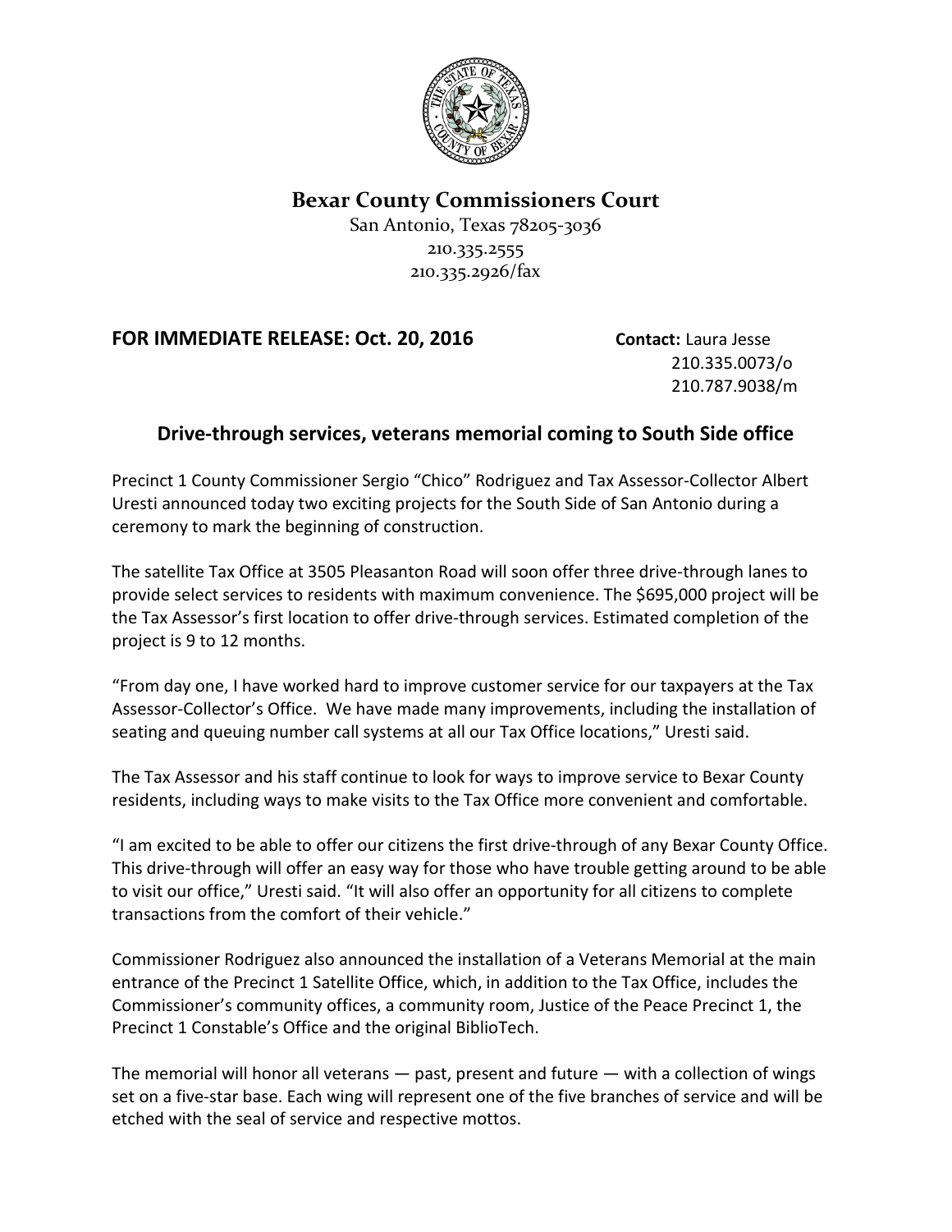# Bexar County Commissioners Court

San Antonio, Texas 78205-3036
210.335.2555
210.335.2926/fax

**FOR IMMEDIATE RELEASE: Oct. 20, 2016**

**Contact:** Laura Jesse
210.335.0073/o
210.787.9038/m

## Drive-through services, veterans memorial coming to South Side office

Precinct 1 County Commissioner Sergio "Chico" Rodriguez and Tax Assessor-Collector Albert Uresti announced today two exciting projects for the South Side of San Antonio during a ceremony to mark the beginning of construction.

The satellite Tax Office at 3505 Pleasanton Road will soon offer three drive-through lanes to provide select services to residents with maximum convenience. The $695,000 project will be the Tax Assessor's first location to offer drive-through services. Estimated completion of the project is 9 to 12 months.

"From day one, I have worked hard to improve customer service for our taxpayers at the Tax Assessor-Collector's Office. We have made many improvements, including the installation of seating and queuing number call systems at all our Tax Office locations," Uresti said.

The Tax Assessor and his staff continue to look for ways to improve service to Bexar County residents, including ways to make visits to the Tax Office more convenient and comfortable.

"I am excited to be able to offer our citizens the first drive-through of any Bexar County Office. This drive-through will offer an easy way for those who have trouble getting around to be able to visit our office," Uresti said. "It will also offer an opportunity for all citizens to complete transactions from the comfort of their vehicle."

Commissioner Rodriguez also announced the installation of a Veterans Memorial at the main entrance of the Precinct 1 Satellite Office, which, in addition to the Tax Office, includes the Commissioner's community offices, a community room, Justice of the Peace Precinct 1, the Precinct 1 Constable's Office and the original BiblioTech.

The memorial will honor all veterans — past, present and future — with a collection of wings set on a five-star base. Each wing will represent one of the five branches of service and will be etched with the seal of service and respective mottos.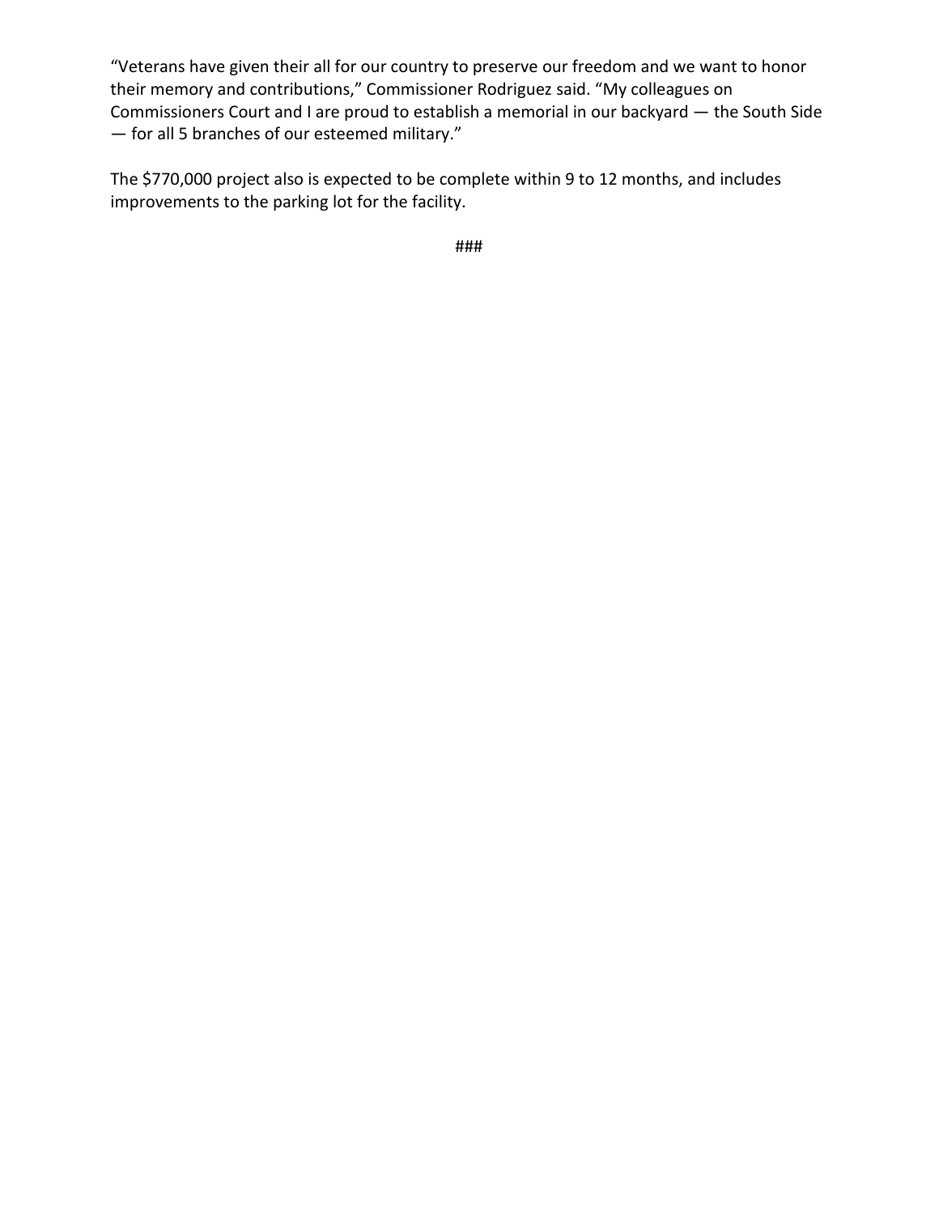"Veterans have given their all for our country to preserve our freedom and we want to honor their memory and contributions," Commissioner Rodriguez said. "My colleagues on Commissioners Court and I are proud to establish a memorial in our backyard — the South Side — for all 5 branches of our esteemed military."

The $770,000 project also is expected to be complete within 9 to 12 months, and includes improvements to the parking lot for the facility.

###